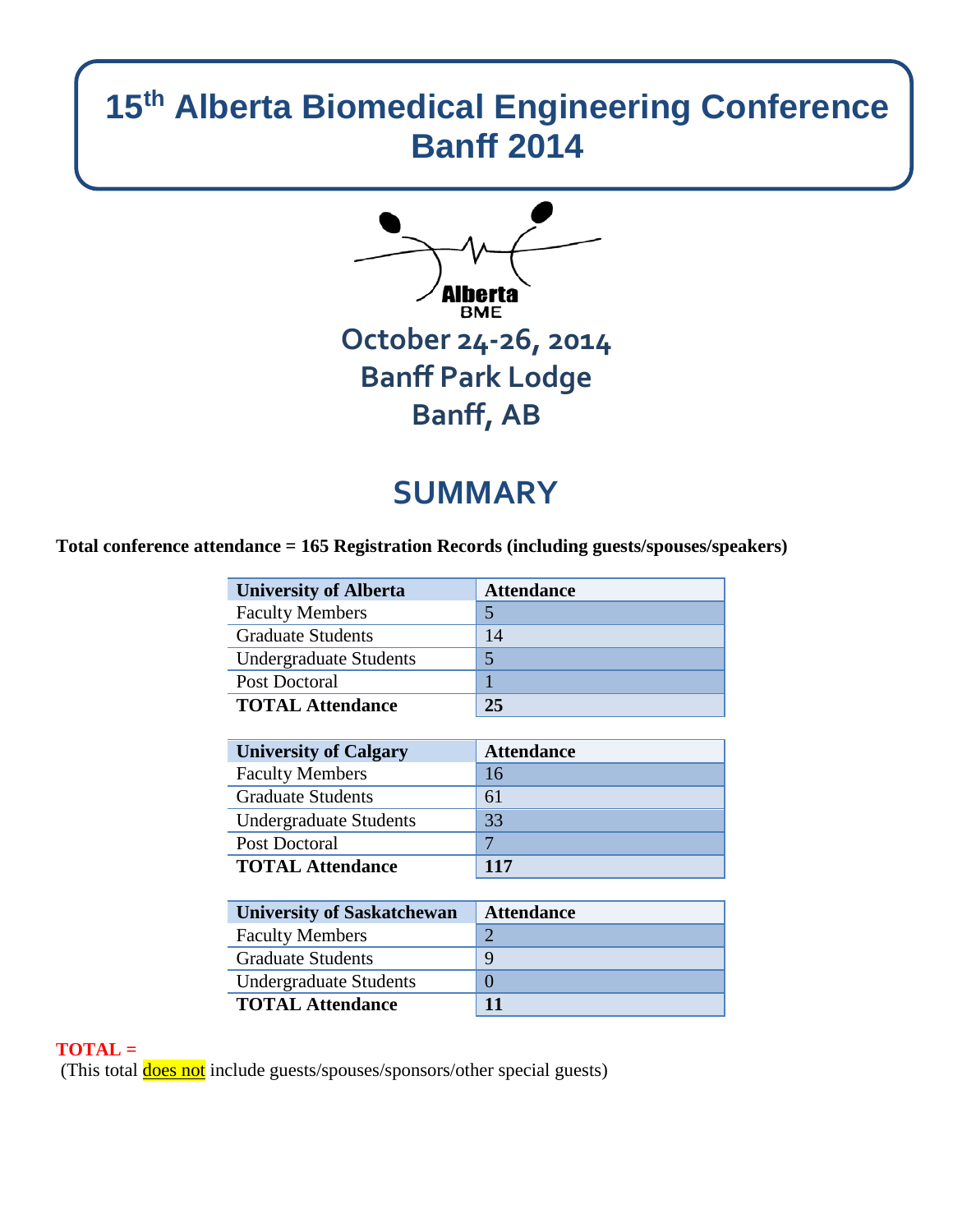# 15th Alberta Biomedical Engineering Conference Banff 2014

Alberta BME

**October 24-26, 2014**
**Banff Park Lodge**
**Banff, AB**

## SUMMARY

**Total conference attendance = 165 Registration Records (including guests/spouses/speakers)**

| University of Alberta | Attendance |
|---|---|
| Faculty Members | 5 |
| Graduate Students | 14 |
| Undergraduate Students | 5 |
| Post Doctoral | 1 |
| **TOTAL Attendance** | **25** |

| University of Calgary | Attendance |
|---|---|
| Faculty Members | 16 |
| Graduate Students | 61 |
| Undergraduate Students | 33 |
| Post Doctoral | 7 |
| **TOTAL Attendance** | **117** |

| University of Saskatchewan | Attendance |
|---|---|
| Faculty Members | 2 |
| Graduate Students | 9 |
| Undergraduate Students | 0 |
| **TOTAL Attendance** | **11** |

**TOTAL =**
(This total does not include guests/spouses/sponsors/other special guests)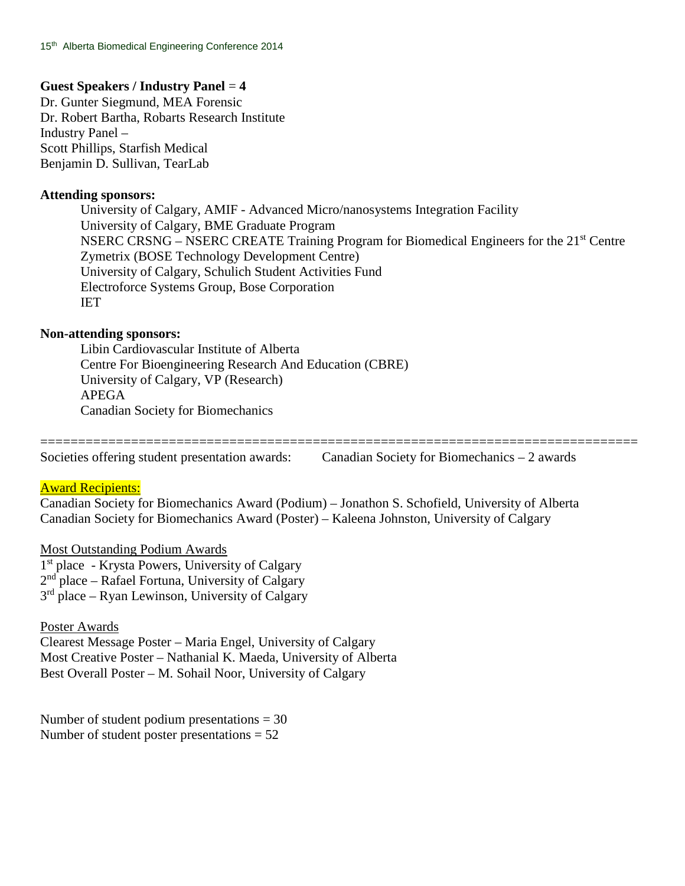**Guest Speakers / Industry Panel** = **4**

Dr. Gunter Siegmund, MEA Forensic
Dr. Robert Bartha, Robarts Research Institute
Industry Panel –
Scott Phillips, Starfish Medical
Benjamin D. Sullivan, TearLab

**Attending sponsors:**

- University of Calgary, AMIF - Advanced Micro/nanosystems Integration Facility
- University of Calgary, BME Graduate Program
- NSERC CRSNG – NSERC CREATE Training Program for Biomedical Engineers for the 21st Centre
- Zymetrix (BOSE Technology Development Centre)
- University of Calgary, Schulich Student Activities Fund
- Electroforce Systems Group, Bose Corporation
- IET

**Non-attending sponsors:**

- Libin Cardiovascular Institute of Alberta
- Centre For Bioengineering Research And Education (CBRE)
- University of Calgary, VP (Research)
- APEGA
- Canadian Society for Biomechanics

===============================================================================

Societies offering student presentation awards: Canadian Society for Biomechanics – 2 awards

Award Recipients:

Canadian Society for Biomechanics Award (Podium) – Jonathon S. Schofield, University of Alberta
Canadian Society for Biomechanics Award (Poster) – Kaleena Johnston, University of Calgary

Most Outstanding Podium Awards

1st place - Krysta Powers, University of Calgary
2nd place – Rafael Fortuna, University of Calgary
3rd place – Ryan Lewinson, University of Calgary

Poster Awards

Clearest Message Poster – Maria Engel, University of Calgary
Most Creative Poster – Nathanial K. Maeda, University of Alberta
Best Overall Poster – M. Sohail Noor, University of Calgary

Number of student podium presentations = 30
Number of student poster presentations = 52